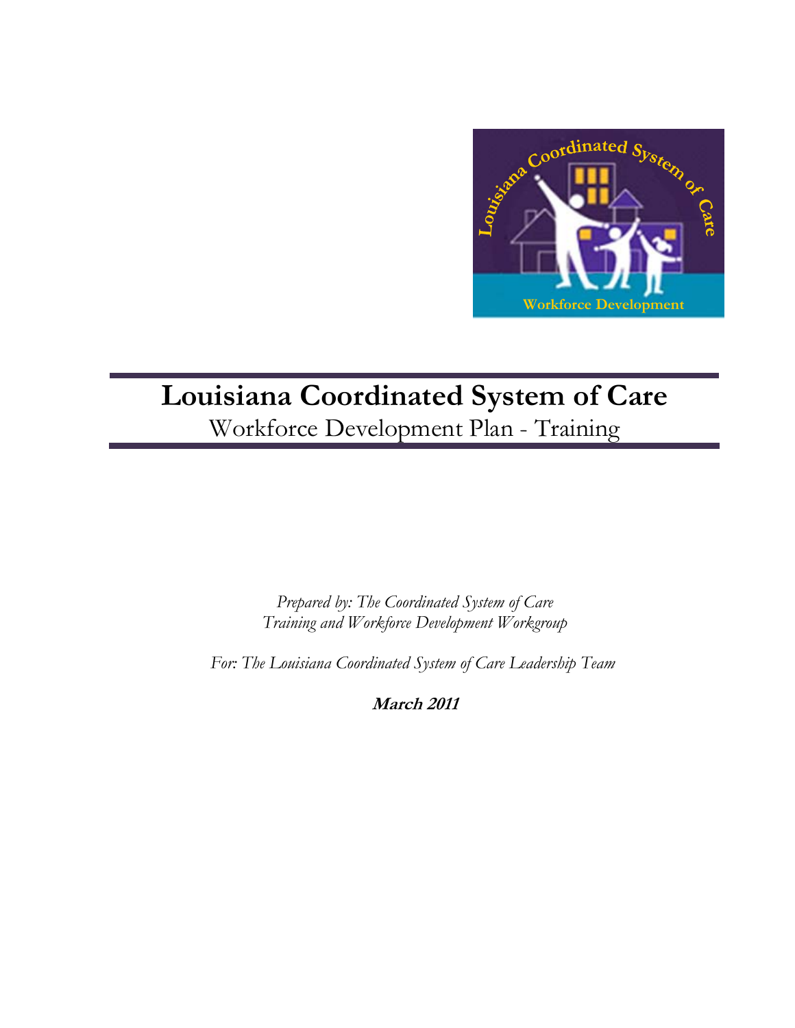# Louisiana Coordinated System of Care

## Workforce Development Plan - Training

*Prepared by: The Coordinated System of Care*
*Training and Workforce Development Workgroup*

*For: The Louisiana Coordinated System of Care Leadership Team*

***March 2011***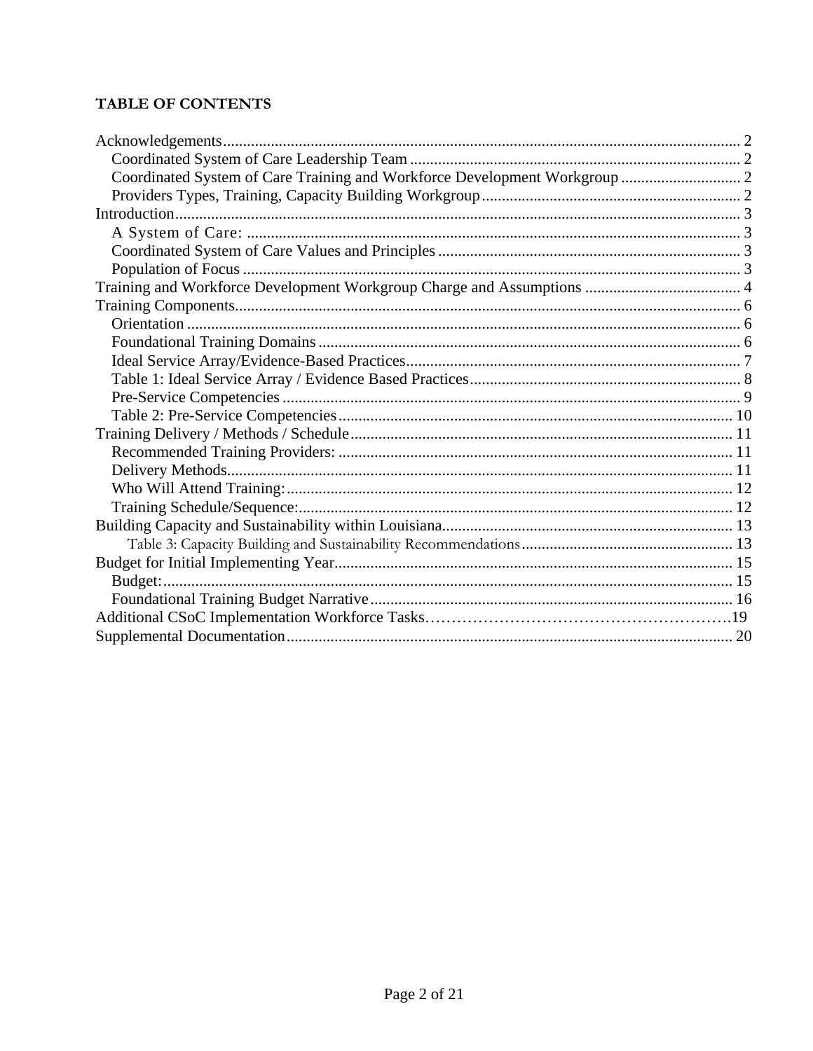**TABLE OF CONTENTS**

Acknowledgements ..... 2
- Coordinated System of Care Leadership Team ..... 2
- Coordinated System of Care Training and Workforce Development Workgroup ..... 2
- Providers Types, Training, Capacity Building Workgroup ..... 2

Introduction ..... 3
- A System of Care: ..... 3
- Coordinated System of Care Values and Principles ..... 3
- Population of Focus ..... 3

Training and Workforce Development Workgroup Charge and Assumptions ..... 4

Training Components ..... 6
- Orientation ..... 6
- Foundational Training Domains ..... 6
- Ideal Service Array/Evidence-Based Practices ..... 7
- Table 1: Ideal Service Array / Evidence Based Practices ..... 8
- Pre-Service Competencies ..... 9
- Table 2: Pre-Service Competencies ..... 10

Training Delivery / Methods / Schedule ..... 11
- Recommended Training Providers: ..... 11
- Delivery Methods ..... 11
- Who Will Attend Training: ..... 12
- Training Schedule/Sequence: ..... 12

Building Capacity and Sustainability within Louisiana ..... 13
- Table 3: Capacity Building and Sustainability Recommendations ..... 13

Budget for Initial Implementing Year ..... 15
- Budget: ..... 15
- Foundational Training Budget Narrative ..... 16

Additional CSoC Implementation Workforce Tasks ..... 19

Supplemental Documentation ..... 20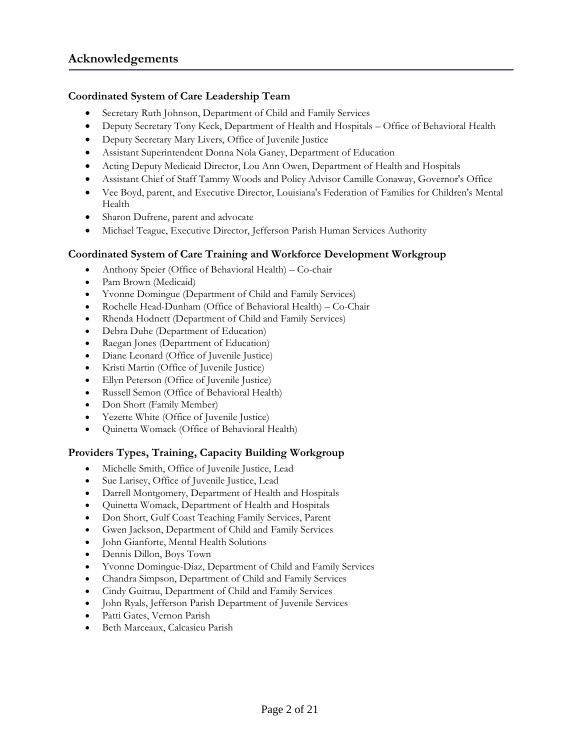## Acknowledgements

### Coordinated System of Care Leadership Team

- Secretary Ruth Johnson, Department of Child and Family Services
- Deputy Secretary Tony Keck, Department of Health and Hospitals – Office of Behavioral Health
- Deputy Secretary Mary Livers, Office of Juvenile Justice
- Assistant Superintendent Donna Nola Ganey, Department of Education
- Acting Deputy Medicaid Director, Lou Ann Owen, Department of Health and Hospitals
- Assistant Chief of Staff Tammy Woods and Policy Advisor Camille Conaway, Governor's Office
- Vee Boyd, parent, and Executive Director, Louisiana's Federation of Families for Children's Mental Health
- Sharon Dufrene, parent and advocate
- Michael Teague, Executive Director, Jefferson Parish Human Services Authority

### Coordinated System of Care Training and Workforce Development Workgroup

- Anthony Speier (Office of Behavioral Health) – Co-chair
- Pam Brown (Medicaid)
- Yvonne Domingue (Department of Child and Family Services)
- Rochelle Head-Dunham (Office of Behavioral Health) – Co-Chair
- Rhenda Hodnett (Department of Child and Family Services)
- Debra Duhe (Department of Education)
- Raegan Jones (Department of Education)
- Diane Leonard (Office of Juvenile Justice)
- Kristi Martin (Office of Juvenile Justice)
- Ellyn Peterson (Office of Juvenile Justice)
- Russell Semon (Office of Behavioral Health)
- Don Short (Family Member)
- Yezette White (Office of Juvenile Justice)
- Quinetta Womack (Office of Behavioral Health)

### Providers Types, Training, Capacity Building Workgroup

- Michelle Smith, Office of Juvenile Justice, Lead
- Sue Larisey, Office of Juvenile Justice, Lead
- Darrell Montgomery, Department of Health and Hospitals
- Quinetta Womack, Department of Health and Hospitals
- Don Short, Gulf Coast Teaching Family Services, Parent
- Gwen Jackson, Department of Child and Family Services
- John Gianforte, Mental Health Solutions
- Dennis Dillon, Boys Town
- Yvonne Domingue-Diaz, Department of Child and Family Services
- Chandra Simpson, Department of Child and Family Services
- Cindy Guitrau, Department of Child and Family Services
- John Ryals, Jefferson Parish Department of Juvenile Services
- Patti Gates, Vernon Parish
- Beth Marceaux, Calcasieu Parish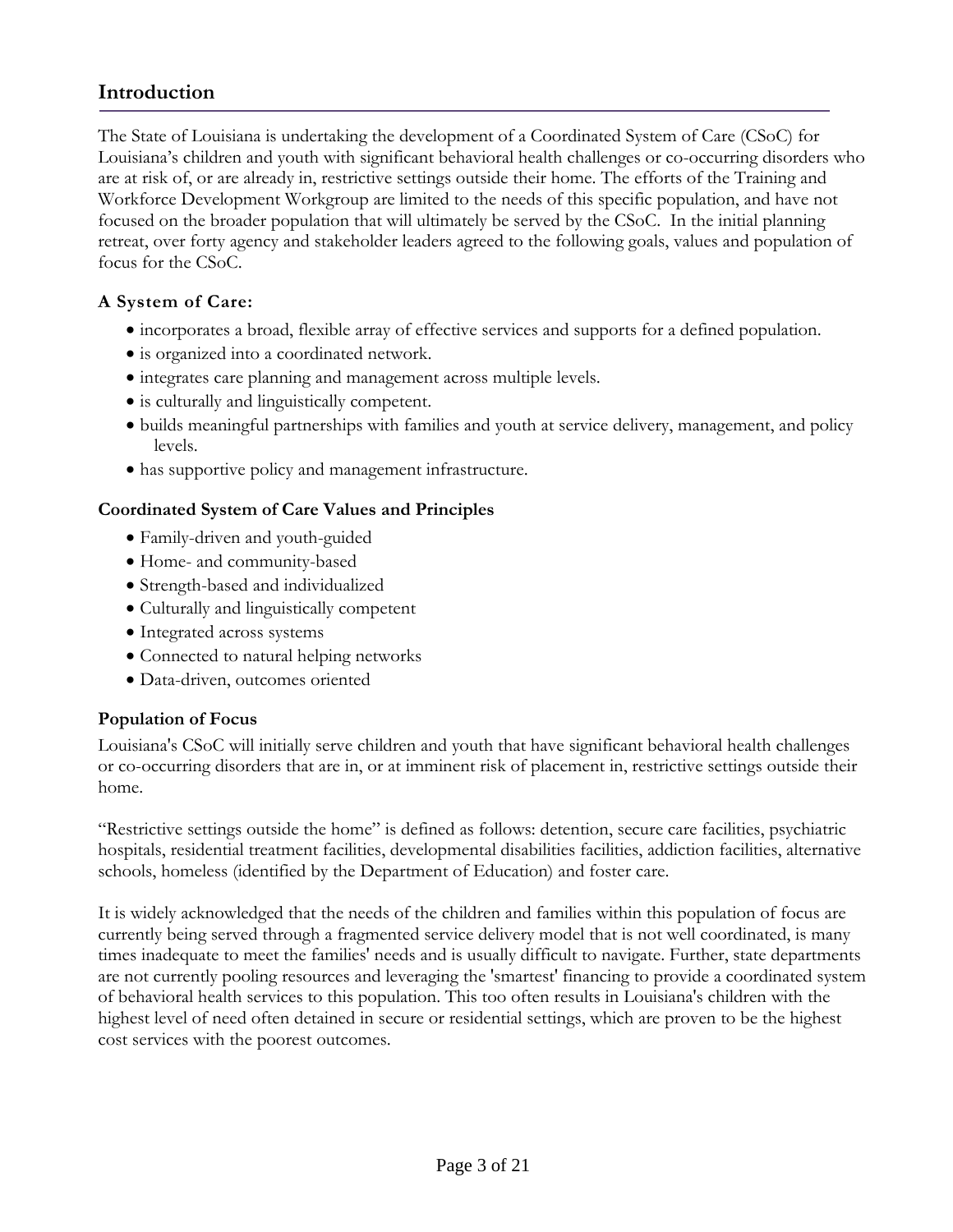## Introduction

The State of Louisiana is undertaking the development of a Coordinated System of Care (CSoC) for Louisiana's children and youth with significant behavioral health challenges or co-occurring disorders who are at risk of, or are already in, restrictive settings outside their home. The efforts of the Training and Workforce Development Workgroup are limited to the needs of this specific population, and have not focused on the broader population that will ultimately be served by the CSoC. In the initial planning retreat, over forty agency and stakeholder leaders agreed to the following goals, values and population of focus for the CSoC.

### A System of Care:

- incorporates a broad, flexible array of effective services and supports for a defined population.
- is organized into a coordinated network.
- integrates care planning and management across multiple levels.
- is culturally and linguistically competent.
- builds meaningful partnerships with families and youth at service delivery, management, and policy levels.
- has supportive policy and management infrastructure.

### Coordinated System of Care Values and Principles

- Family-driven and youth-guided
- Home- and community-based
- Strength-based and individualized
- Culturally and linguistically competent
- Integrated across systems
- Connected to natural helping networks
- Data-driven, outcomes oriented

### Population of Focus

Louisiana's CSoC will initially serve children and youth that have significant behavioral health challenges or co-occurring disorders that are in, or at imminent risk of placement in, restrictive settings outside their home.

"Restrictive settings outside the home" is defined as follows: detention, secure care facilities, psychiatric hospitals, residential treatment facilities, developmental disabilities facilities, addiction facilities, alternative schools, homeless (identified by the Department of Education) and foster care.

It is widely acknowledged that the needs of the children and families within this population of focus are currently being served through a fragmented service delivery model that is not well coordinated, is many times inadequate to meet the families' needs and is usually difficult to navigate. Further, state departments are not currently pooling resources and leveraging the 'smartest' financing to provide a coordinated system of behavioral health services to this population. This too often results in Louisiana's children with the highest level of need often detained in secure or residential settings, which are proven to be the highest cost services with the poorest outcomes.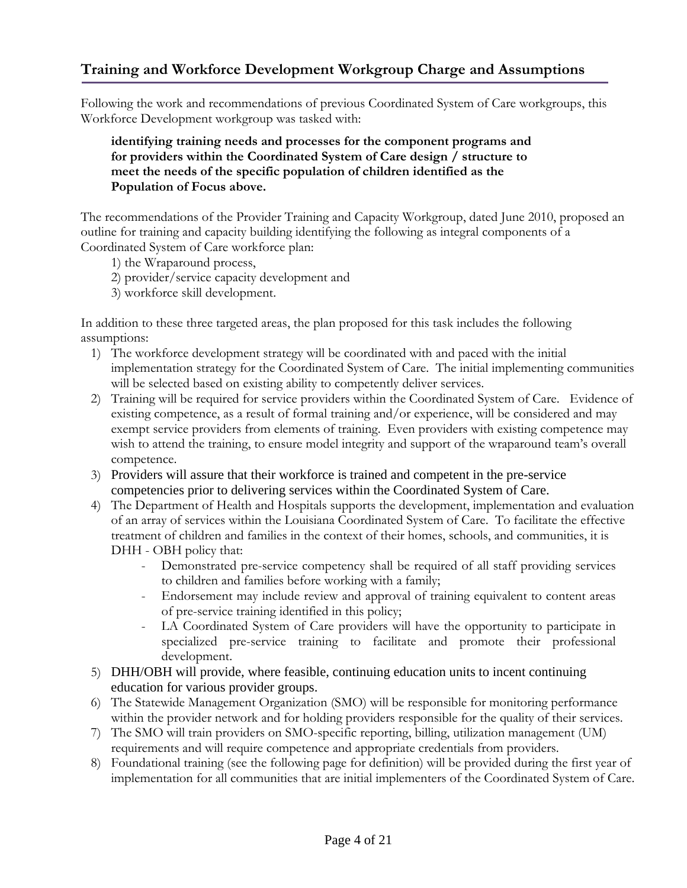## Training and Workforce Development Workgroup Charge and Assumptions

Following the work and recommendations of previous Coordinated System of Care workgroups, this Workforce Development workgroup was tasked with:

> **identifying training needs and processes for the component programs and for providers within the Coordinated System of Care design / structure to meet the needs of the specific population of children identified as the Population of Focus above.**

The recommendations of the Provider Training and Capacity Workgroup, dated June 2010, proposed an outline for training and capacity building identifying the following as integral components of a Coordinated System of Care workforce plan:

1) the Wraparound process,
2) provider/service capacity development and
3) workforce skill development.

In addition to these three targeted areas, the plan proposed for this task includes the following assumptions:

1) The workforce development strategy will be coordinated with and paced with the initial implementation strategy for the Coordinated System of Care. The initial implementing communities will be selected based on existing ability to competently deliver services.
2) Training will be required for service providers within the Coordinated System of Care. Evidence of existing competence, as a result of formal training and/or experience, will be considered and may exempt service providers from elements of training. Even providers with existing competence may wish to attend the training, to ensure model integrity and support of the wraparound team's overall competence.
3) Providers will assure that their workforce is trained and competent in the pre-service competencies prior to delivering services within the Coordinated System of Care.
4) The Department of Health and Hospitals supports the development, implementation and evaluation of an array of services within the Louisiana Coordinated System of Care. To facilitate the effective treatment of children and families in the context of their homes, schools, and communities, it is DHH - OBH policy that:
   - Demonstrated pre-service competency shall be required of all staff providing services to children and families before working with a family;
   - Endorsement may include review and approval of training equivalent to content areas of pre-service training identified in this policy;
   - LA Coordinated System of Care providers will have the opportunity to participate in specialized pre-service training to facilitate and promote their professional development.
5) DHH/OBH will provide, where feasible, continuing education units to incent continuing education for various provider groups.
6) The Statewide Management Organization (SMO) will be responsible for monitoring performance within the provider network and for holding providers responsible for the quality of their services.
7) The SMO will train providers on SMO-specific reporting, billing, utilization management (UM) requirements and will require competence and appropriate credentials from providers.
8) Foundational training (see the following page for definition) will be provided during the first year of implementation for all communities that are initial implementers of the Coordinated System of Care.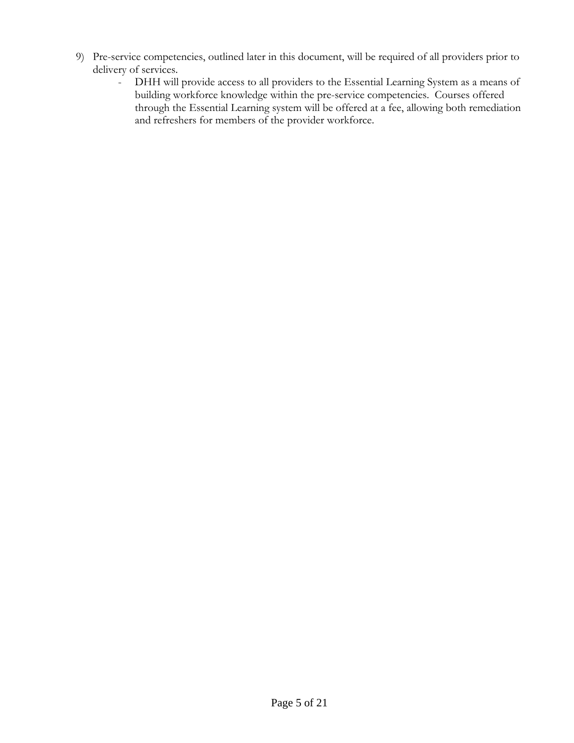9) Pre-service competencies, outlined later in this document, will be required of all providers prior to delivery of services.
   - DHH will provide access to all providers to the Essential Learning System as a means of building workforce knowledge within the pre-service competencies. Courses offered through the Essential Learning system will be offered at a fee, allowing both remediation and refreshers for members of the provider workforce.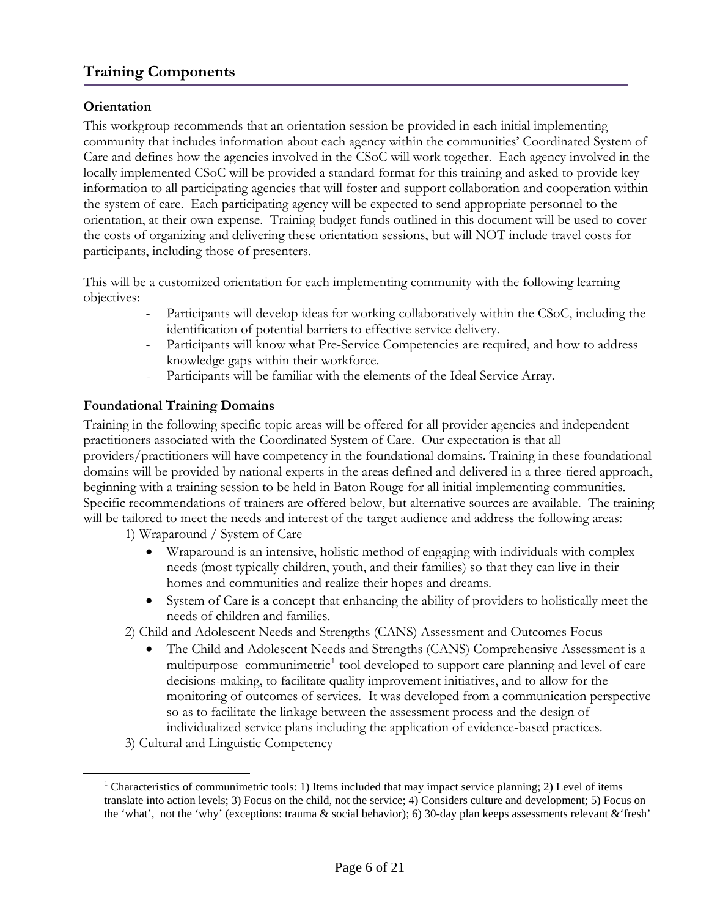## Training Components

### Orientation

This workgroup recommends that an orientation session be provided in each initial implementing community that includes information about each agency within the communities' Coordinated System of Care and defines how the agencies involved in the CSoC will work together. Each agency involved in the locally implemented CSoC will be provided a standard format for this training and asked to provide key information to all participating agencies that will foster and support collaboration and cooperation within the system of care. Each participating agency will be expected to send appropriate personnel to the orientation, at their own expense. Training budget funds outlined in this document will be used to cover the costs of organizing and delivering these orientation sessions, but will NOT include travel costs for participants, including those of presenters.

This will be a customized orientation for each implementing community with the following learning objectives:

- Participants will develop ideas for working collaboratively within the CSoC, including the identification of potential barriers to effective service delivery.
- Participants will know what Pre-Service Competencies are required, and how to address knowledge gaps within their workforce.
- Participants will be familiar with the elements of the Ideal Service Array.

### Foundational Training Domains

Training in the following specific topic areas will be offered for all provider agencies and independent practitioners associated with the Coordinated System of Care. Our expectation is that all providers/practitioners will have competency in the foundational domains. Training in these foundational domains will be provided by national experts in the areas defined and delivered in a three-tiered approach, beginning with a training session to be held in Baton Rouge for all initial implementing communities. Specific recommendations of trainers are offered below, but alternative sources are available. The training will be tailored to meet the needs and interest of the target audience and address the following areas:

1) Wraparound / System of Care

- Wraparound is an intensive, holistic method of engaging with individuals with complex needs (most typically children, youth, and their families) so that they can live in their homes and communities and realize their hopes and dreams.
- System of Care is a concept that enhancing the ability of providers to holistically meet the needs of children and families.

2) Child and Adolescent Needs and Strengths (CANS) Assessment and Outcomes Focus

- The Child and Adolescent Needs and Strengths (CANS) Comprehensive Assessment is a multipurpose communimetric[1] tool developed to support care planning and level of care decisions-making, to facilitate quality improvement initiatives, and to allow for the monitoring of outcomes of services. It was developed from a communication perspective so as to facilitate the linkage between the assessment process and the design of individualized service plans including the application of evidence-based practices.

3) Cultural and Linguistic Competency

[1] Characteristics of communimetric tools: 1) Items included that may impact service planning; 2) Level of items translate into action levels; 3) Focus on the child, not the service; 4) Considers culture and development; 5) Focus on the 'what', not the 'why' (exceptions: trauma & social behavior); 6) 30-day plan keeps assessments relevant &'fresh'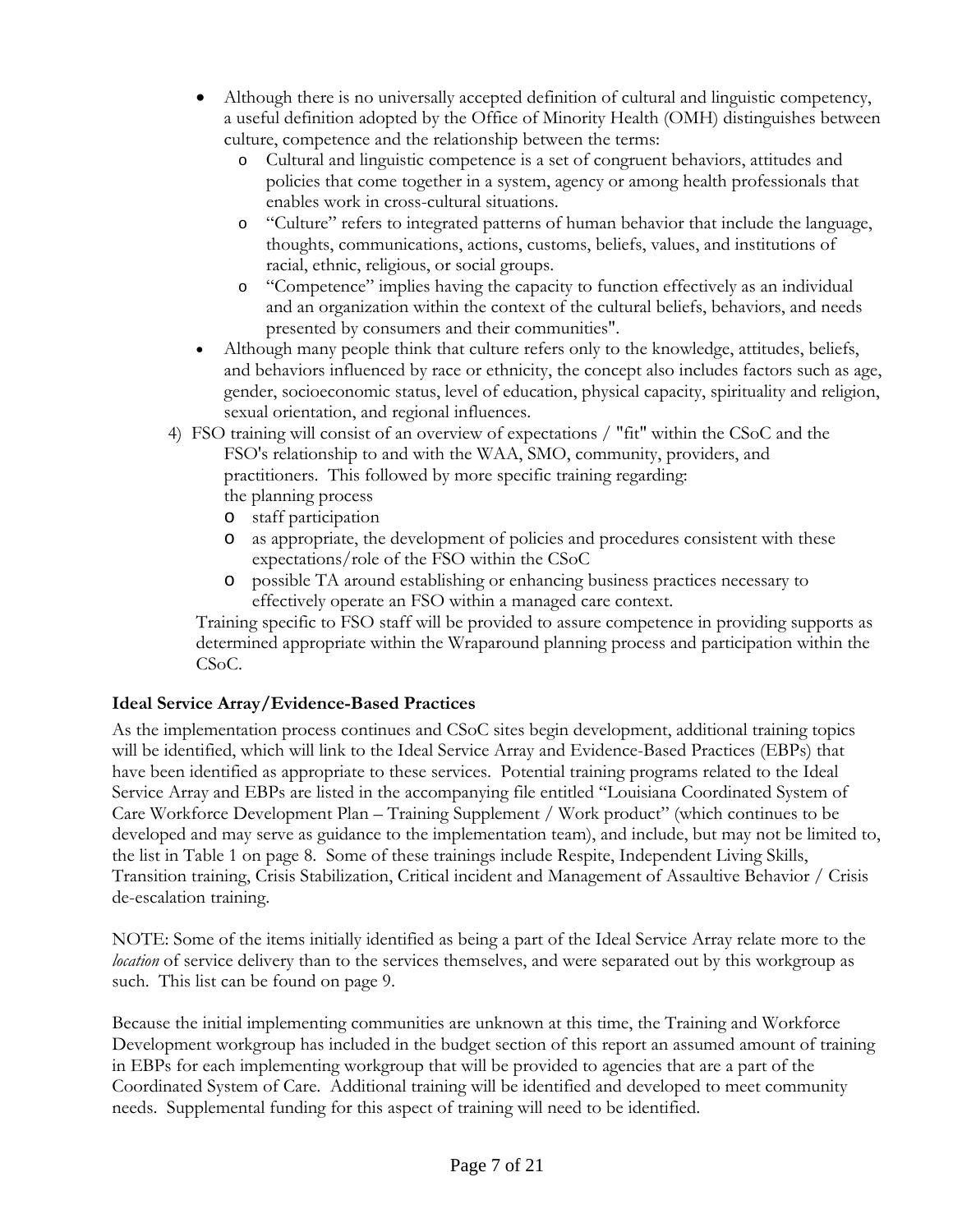- Although there is no universally accepted definition of cultural and linguistic competency, a useful definition adopted by the Office of Minority Health (OMH) distinguishes between culture, competence and the relationship between the terms:
  - Cultural and linguistic competence is a set of congruent behaviors, attitudes and policies that come together in a system, agency or among health professionals that enables work in cross-cultural situations.
  - "Culture" refers to integrated patterns of human behavior that include the language, thoughts, communications, actions, customs, beliefs, values, and institutions of racial, ethnic, religious, or social groups.
  - "Competence" implies having the capacity to function effectively as an individual and an organization within the context of the cultural beliefs, behaviors, and needs presented by consumers and their communities".
- Although many people think that culture refers only to the knowledge, attitudes, beliefs, and behaviors influenced by race or ethnicity, the concept also includes factors such as age, gender, socioeconomic status, level of education, physical capacity, spirituality and religion, sexual orientation, and regional influences.

4) FSO training will consist of an overview of expectations / "fit" within the CSoC and the FSO's relationship to and with the WAA, SMO, community, providers, and practitioners. This followed by more specific training regarding:
   the planning process
   - staff participation
   - as appropriate, the development of policies and procedures consistent with these expectations/role of the FSO within the CSoC
   - possible TA around establishing or enhancing business practices necessary to effectively operate an FSO within a managed care context.

   Training specific to FSO staff will be provided to assure competence in providing supports as determined appropriate within the Wraparound planning process and participation within the CSoC.

**Ideal Service Array/Evidence-Based Practices**

As the implementation process continues and CSoC sites begin development, additional training topics will be identified, which will link to the Ideal Service Array and Evidence-Based Practices (EBPs) that have been identified as appropriate to these services. Potential training programs related to the Ideal Service Array and EBPs are listed in the accompanying file entitled "Louisiana Coordinated System of Care Workforce Development Plan – Training Supplement / Work product" (which continues to be developed and may serve as guidance to the implementation team), and include, but may not be limited to, the list in Table 1 on page 8. Some of these trainings include Respite, Independent Living Skills, Transition training, Crisis Stabilization, Critical incident and Management of Assaultive Behavior / Crisis de-escalation training.

NOTE: Some of the items initially identified as being a part of the Ideal Service Array relate more to the *location* of service delivery than to the services themselves, and were separated out by this workgroup as such. This list can be found on page 9.

Because the initial implementing communities are unknown at this time, the Training and Workforce Development workgroup has included in the budget section of this report an assumed amount of training in EBPs for each implementing workgroup that will be provided to agencies that are a part of the Coordinated System of Care. Additional training will be identified and developed to meet community needs. Supplemental funding for this aspect of training will need to be identified.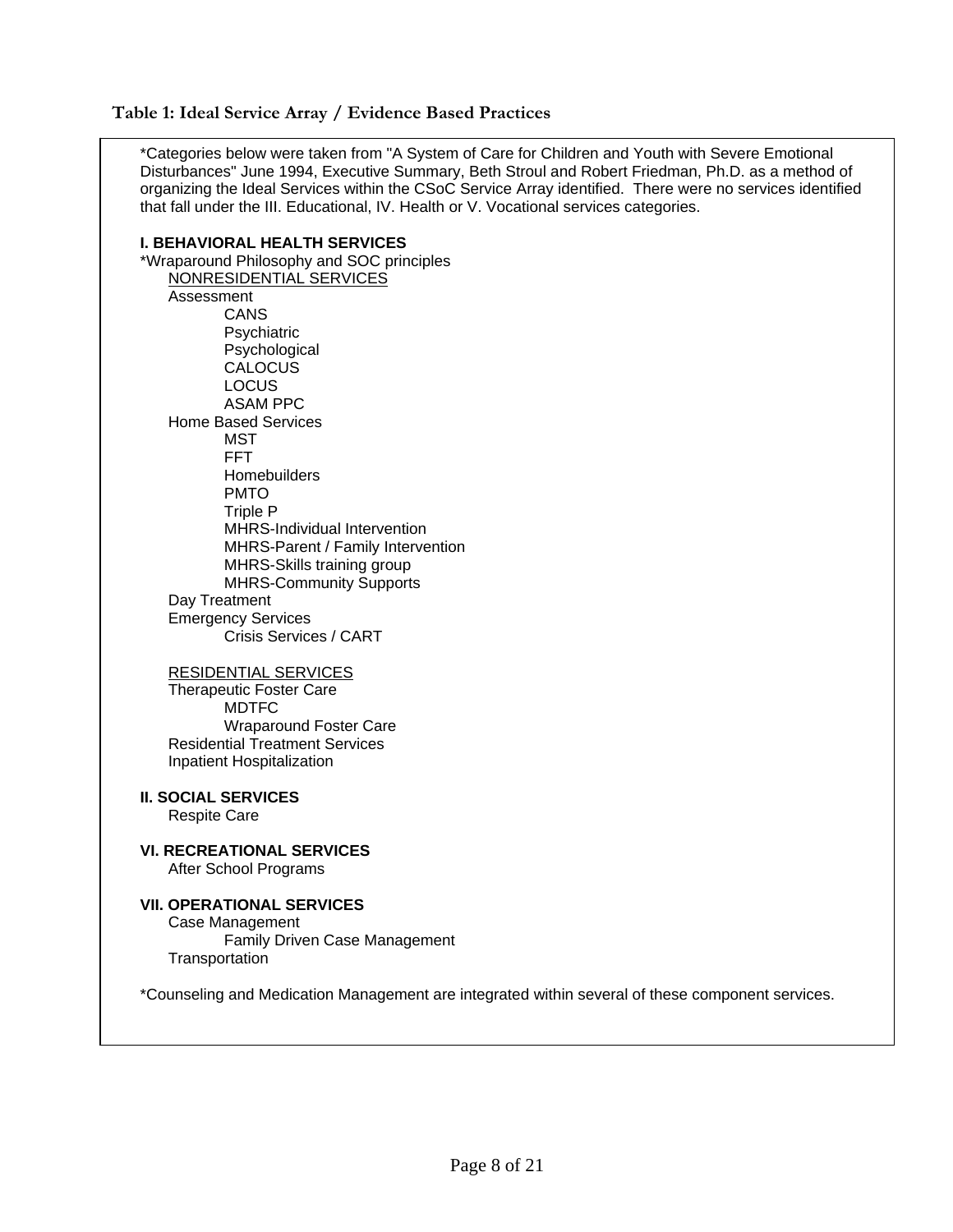**Table 1: Ideal Service Array / Evidence Based Practices**

*Categories below were taken from "A System of Care for Children and Youth with Severe Emotional Disturbances" June 1994, Executive Summary, Beth Stroul and Robert Friedman, Ph.D. as a method of organizing the Ideal Services within the CSoC Service Array identified. There were no services identified that fall under the III. Educational, IV. Health or V. Vocational services categories.

**I. BEHAVIORAL HEALTH SERVICES**

*Wraparound Philosophy and SOC principles

- <u>NONRESIDENTIAL SERVICES</u>
- Assessment
  - CANS
  - Psychiatric
  - Psychological
  - CALOCUS
  - LOCUS
  - ASAM PPC
- Home Based Services
  - MST
  - FFT
  - Homebuilders
  - PMTO
  - Triple P
  - MHRS-Individual Intervention
  - MHRS-Parent / Family Intervention
  - MHRS-Skills training group
  - MHRS-Community Supports
- Day Treatment
- Emergency Services
  - Crisis Services / CART

- <u>RESIDENTIAL SERVICES</u>
- Therapeutic Foster Care
  - MDTFC
  - Wraparound Foster Care
- Residential Treatment Services
- Inpatient Hospitalization

**II. SOCIAL SERVICES**

- Respite Care

**VI. RECREATIONAL SERVICES**

- After School Programs

**VII. OPERATIONAL SERVICES**

- Case Management
  - Family Driven Case Management
- Transportation

*Counseling and Medication Management are integrated within several of these component services.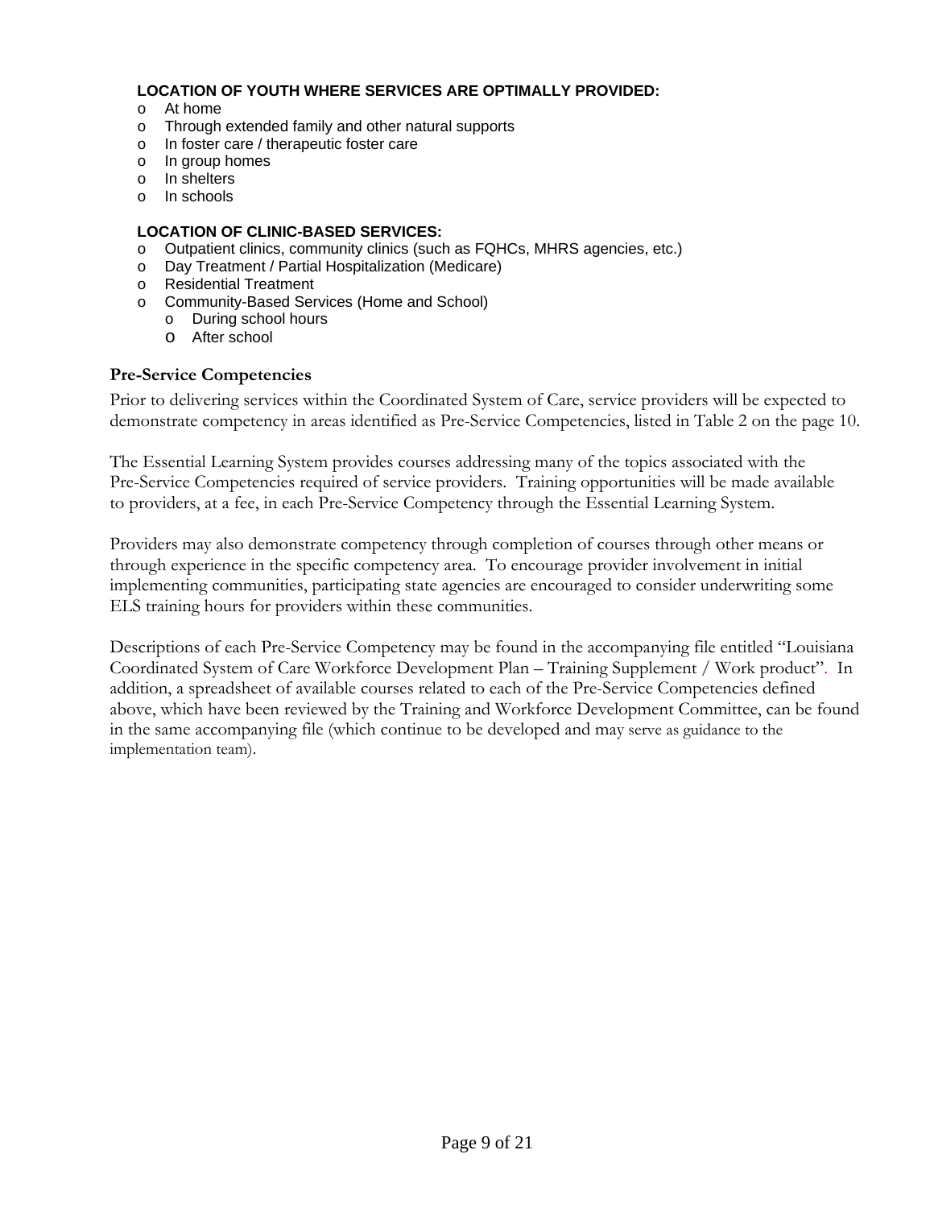**LOCATION OF YOUTH WHERE SERVICES ARE OPTIMALLY PROVIDED:**

- At home
- Through extended family and other natural supports
- In foster care / therapeutic foster care
- In group homes
- In shelters
- In schools

**LOCATION OF CLINIC-BASED SERVICES:**

- Outpatient clinics, community clinics (such as FQHCs, MHRS agencies, etc.)
- Day Treatment / Partial Hospitalization (Medicare)
- Residential Treatment
- Community-Based Services (Home and School)
  - During school hours
  - After school

### Pre-Service Competencies

Prior to delivering services within the Coordinated System of Care, service providers will be expected to demonstrate competency in areas identified as Pre-Service Competencies, listed in Table 2 on the page 10.

The Essential Learning System provides courses addressing many of the topics associated with the Pre-Service Competencies required of service providers. Training opportunities will be made available to providers, at a fee, in each Pre-Service Competency through the Essential Learning System.

Providers may also demonstrate competency through completion of courses through other means or through experience in the specific competency area. To encourage provider involvement in initial implementing communities, participating state agencies are encouraged to consider underwriting some ELS training hours for providers within these communities.

Descriptions of each Pre-Service Competency may be found in the accompanying file entitled "Louisiana Coordinated System of Care Workforce Development Plan – Training Supplement / Work product". In addition, a spreadsheet of available courses related to each of the Pre-Service Competencies defined above, which have been reviewed by the Training and Workforce Development Committee, can be found in the same accompanying file (which continue to be developed and may serve as guidance to the implementation team).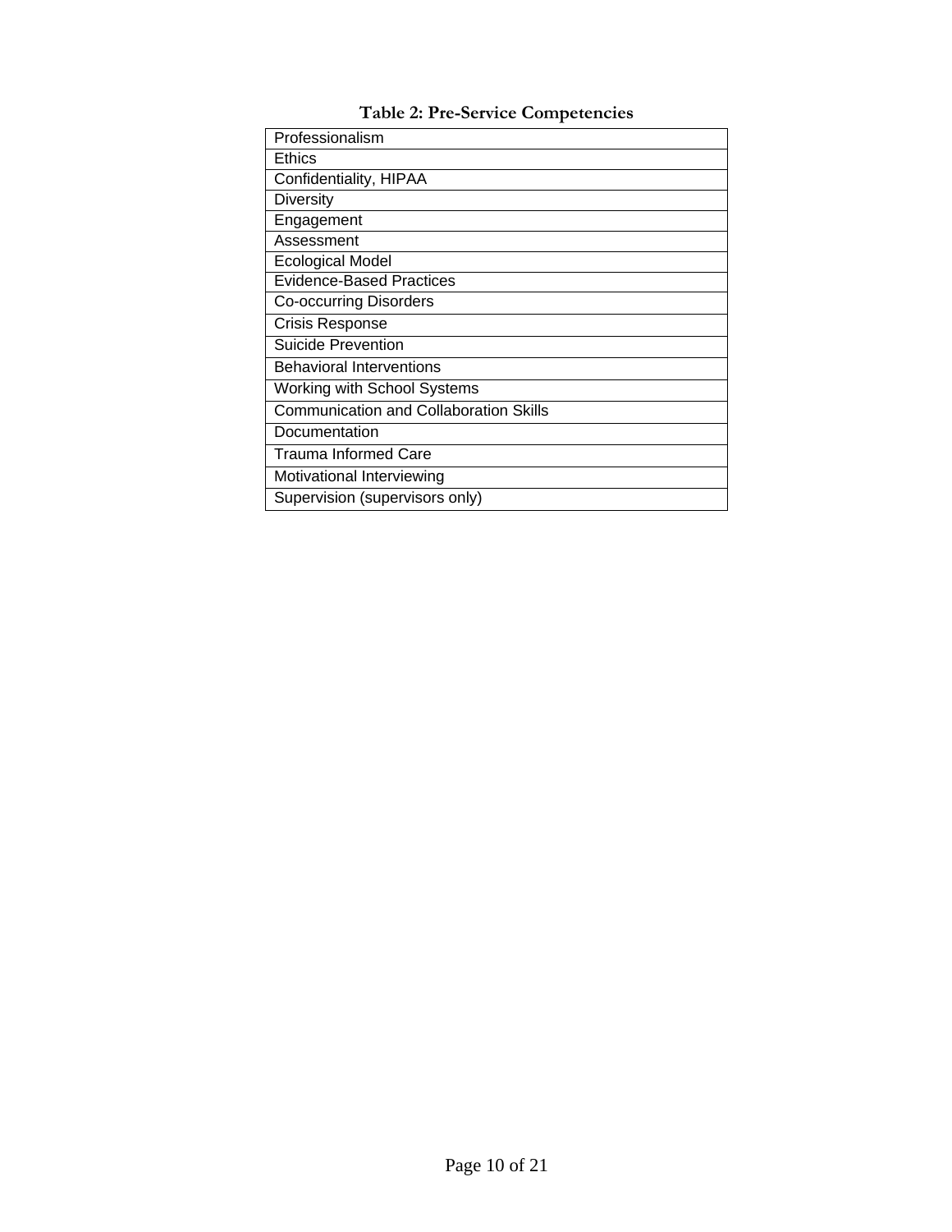**Table 2: Pre-Service Competencies**

| Pre-Service Competencies |
| --- |
| Professionalism |
| Ethics |
| Confidentiality, HIPAA |
| Diversity |
| Engagement |
| Assessment |
| Ecological Model |
| Evidence-Based Practices |
| Co-occurring Disorders |
| Crisis Response |
| Suicide Prevention |
| Behavioral Interventions |
| Working with School Systems |
| Communication and Collaboration Skills |
| Documentation |
| Trauma Informed Care |
| Motivational Interviewing |
| Supervision (supervisors only) |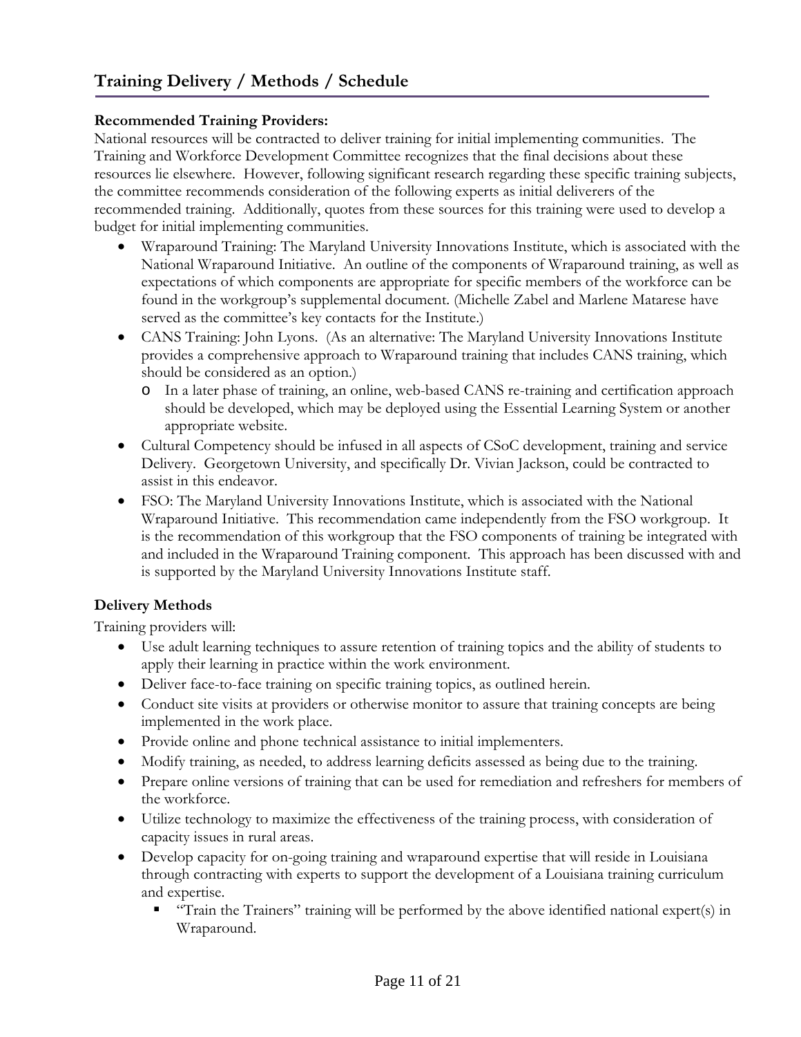## Training Delivery / Methods / Schedule

**Recommended Training Providers:**

National resources will be contracted to deliver training for initial implementing communities. The Training and Workforce Development Committee recognizes that the final decisions about these resources lie elsewhere. However, following significant research regarding these specific training subjects, the committee recommends consideration of the following experts as initial deliverers of the recommended training. Additionally, quotes from these sources for this training were used to develop a budget for initial implementing communities.

- Wraparound Training: The Maryland University Innovations Institute, which is associated with the National Wraparound Initiative. An outline of the components of Wraparound training, as well as expectations of which components are appropriate for specific members of the workforce can be found in the workgroup's supplemental document. (Michelle Zabel and Marlene Matarese have served as the committee's key contacts for the Institute.)
- CANS Training: John Lyons. (As an alternative: The Maryland University Innovations Institute provides a comprehensive approach to Wraparound training that includes CANS training, which should be considered as an option.)
  - In a later phase of training, an online, web-based CANS re-training and certification approach should be developed, which may be deployed using the Essential Learning System or another appropriate website.
- Cultural Competency should be infused in all aspects of CSoC development, training and service Delivery. Georgetown University, and specifically Dr. Vivian Jackson, could be contracted to assist in this endeavor.
- FSO: The Maryland University Innovations Institute, which is associated with the National Wraparound Initiative. This recommendation came independently from the FSO workgroup. It is the recommendation of this workgroup that the FSO components of training be integrated with and included in the Wraparound Training component. This approach has been discussed with and is supported by the Maryland University Innovations Institute staff.

**Delivery Methods**

Training providers will:

- Use adult learning techniques to assure retention of training topics and the ability of students to apply their learning in practice within the work environment.
- Deliver face-to-face training on specific training topics, as outlined herein.
- Conduct site visits at providers or otherwise monitor to assure that training concepts are being implemented in the work place.
- Provide online and phone technical assistance to initial implementers.
- Modify training, as needed, to address learning deficits assessed as being due to the training.
- Prepare online versions of training that can be used for remediation and refreshers for members of the workforce.
- Utilize technology to maximize the effectiveness of the training process, with consideration of capacity issues in rural areas.
- Develop capacity for on-going training and wraparound expertise that will reside in Louisiana through contracting with experts to support the development of a Louisiana training curriculum and expertise.
  - "Train the Trainers" training will be performed by the above identified national expert(s) in Wraparound.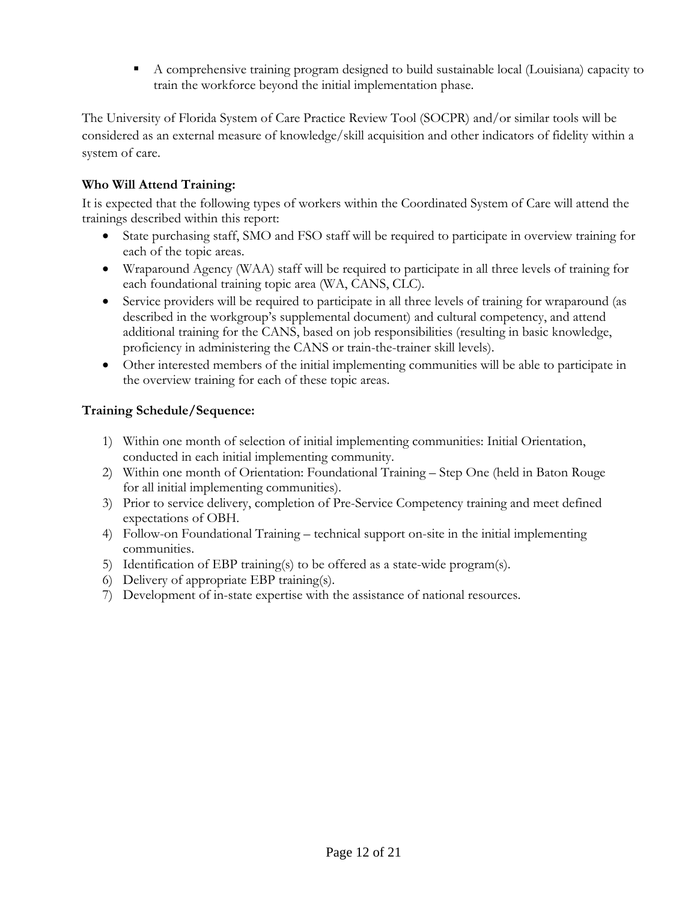- A comprehensive training program designed to build sustainable local (Louisiana) capacity to train the workforce beyond the initial implementation phase.

The University of Florida System of Care Practice Review Tool (SOCPR) and/or similar tools will be considered as an external measure of knowledge/skill acquisition and other indicators of fidelity within a system of care.

**Who Will Attend Training:**

It is expected that the following types of workers within the Coordinated System of Care will attend the trainings described within this report:

- State purchasing staff, SMO and FSO staff will be required to participate in overview training for each of the topic areas.
- Wraparound Agency (WAA) staff will be required to participate in all three levels of training for each foundational training topic area (WA, CANS, CLC).
- Service providers will be required to participate in all three levels of training for wraparound (as described in the workgroup's supplemental document) and cultural competency, and attend additional training for the CANS, based on job responsibilities (resulting in basic knowledge, proficiency in administering the CANS or train-the-trainer skill levels).
- Other interested members of the initial implementing communities will be able to participate in the overview training for each of these topic areas.

**Training Schedule/Sequence:**

1) Within one month of selection of initial implementing communities: Initial Orientation, conducted in each initial implementing community.
2) Within one month of Orientation: Foundational Training – Step One (held in Baton Rouge for all initial implementing communities).
3) Prior to service delivery, completion of Pre-Service Competency training and meet defined expectations of OBH.
4) Follow-on Foundational Training – technical support on-site in the initial implementing communities.
5) Identification of EBP training(s) to be offered as a state-wide program(s).
6) Delivery of appropriate EBP training(s).
7) Development of in-state expertise with the assistance of national resources.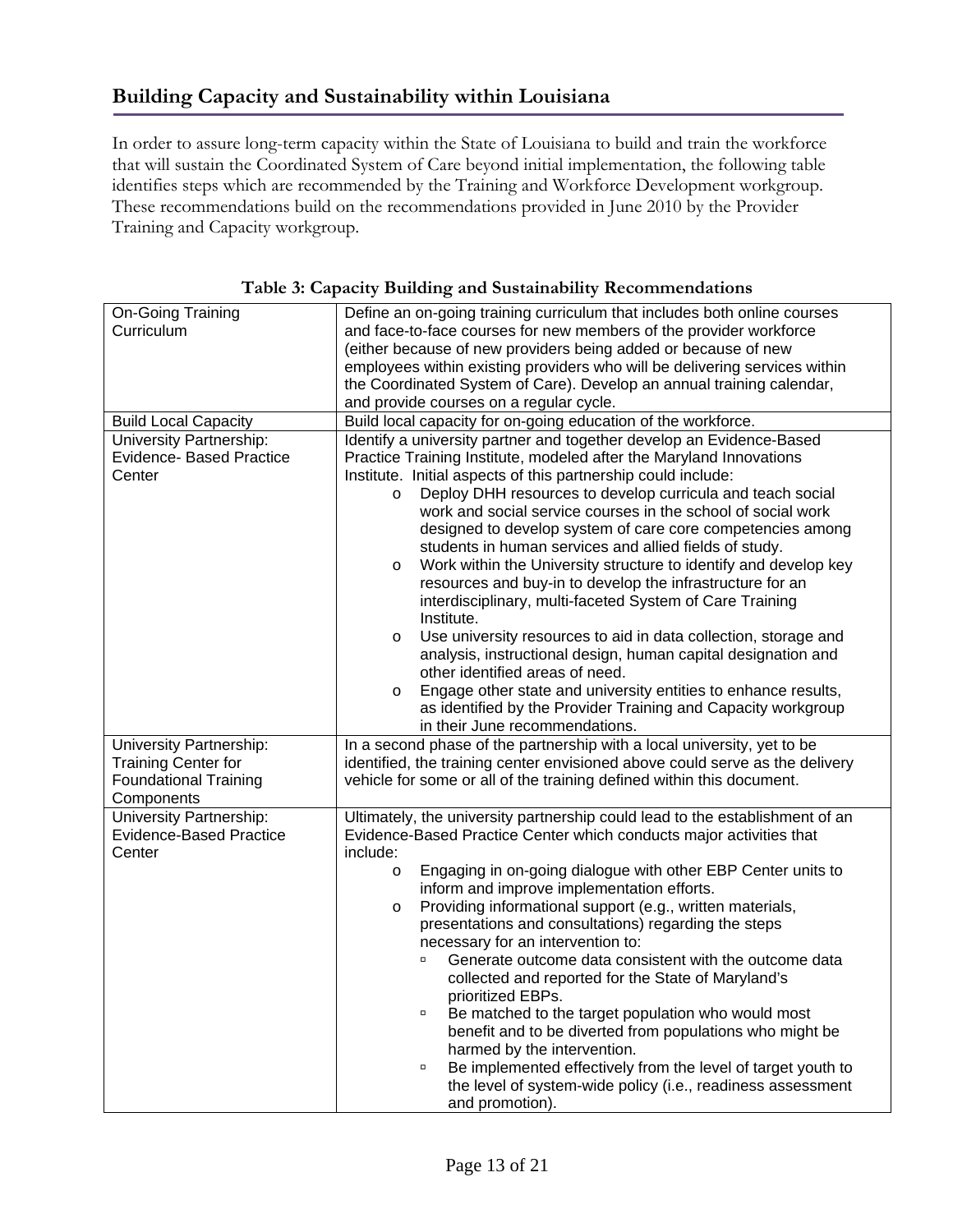## Building Capacity and Sustainability within Louisiana

In order to assure long-term capacity within the State of Louisiana to build and train the workforce that will sustain the Coordinated System of Care beyond initial implementation, the following table identifies steps which are recommended by the Training and Workforce Development workgroup. These recommendations build on the recommendations provided in June 2010 by the Provider Training and Capacity workgroup.

**Table 3: Capacity Building and Sustainability Recommendations**

| | |
|---|---|
| On-Going Training Curriculum | Define an on-going training curriculum that includes both online courses and face-to-face courses for new members of the provider workforce (either because of new providers being added or because of new employees within existing providers who will be delivering services within the Coordinated System of Care). Develop an annual training calendar, and provide courses on a regular cycle. |
| Build Local Capacity | Build local capacity for on-going education of the workforce. |
| University Partnership: Evidence- Based Practice Center | Identify a university partner and together develop an Evidence-Based Practice Training Institute, modeled after the Maryland Innovations Institute. Initial aspects of this partnership could include:<br>o Deploy DHH resources to develop curricula and teach social work and social service courses in the school of social work designed to develop system of care core competencies among students in human services and allied fields of study.<br>o Work within the University structure to identify and develop key resources and buy-in to develop the infrastructure for an interdisciplinary, multi-faceted System of Care Training Institute.<br>o Use university resources to aid in data collection, storage and analysis, instructional design, human capital designation and other identified areas of need.<br>o Engage other state and university entities to enhance results, as identified by the Provider Training and Capacity workgroup in their June recommendations. |
| University Partnership: Training Center for Foundational Training Components | In a second phase of the partnership with a local university, yet to be identified, the training center envisioned above could serve as the delivery vehicle for some or all of the training defined within this document. |
| University Partnership: Evidence-Based Practice Center | Ultimately, the university partnership could lead to the establishment of an Evidence-Based Practice Center which conducts major activities that include:<br>o Engaging in on-going dialogue with other EBP Center units to inform and improve implementation efforts.<br>o Providing informational support (e.g., written materials, presentations and consultations) regarding the steps necessary for an intervention to:<br>▫ Generate outcome data consistent with the outcome data collected and reported for the State of Maryland's prioritized EBPs.<br>▫ Be matched to the target population who would most benefit and to be diverted from populations who might be harmed by the intervention.<br>▫ Be implemented effectively from the level of target youth to the level of system-wide policy (i.e., readiness assessment and promotion). |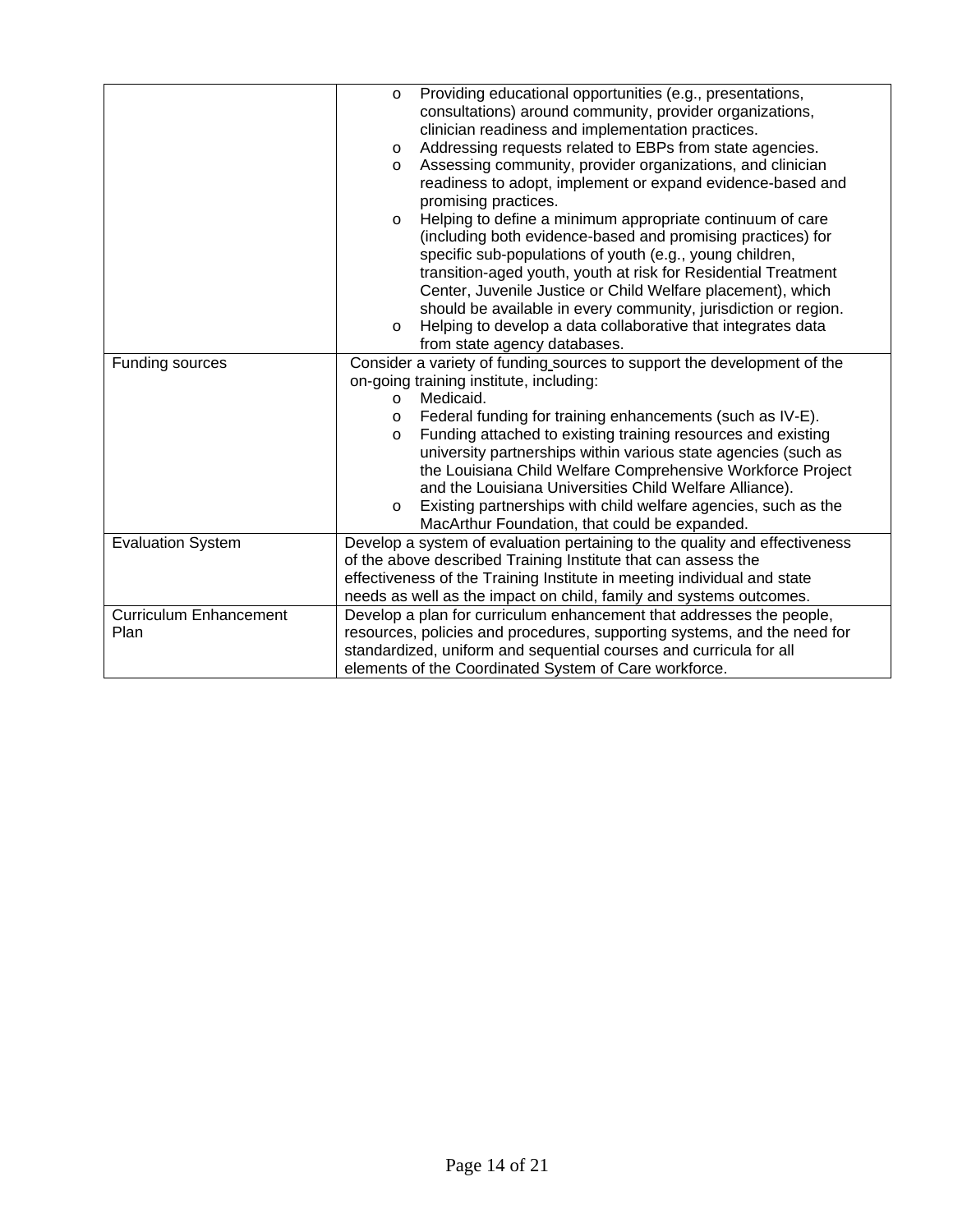| | |
|---|---|
| | <ul><li>Providing educational opportunities (e.g., presentations, consultations) around community, provider organizations, clinician readiness and implementation practices.</li><li>Addressing requests related to EBPs from state agencies.</li><li>Assessing community, provider organizations, and clinician readiness to adopt, implement or expand evidence-based and promising practices.</li><li>Helping to define a minimum appropriate continuum of care (including both evidence-based and promising practices) for specific sub-populations of youth (e.g., young children, transition-aged youth, youth at risk for Residential Treatment Center, Juvenile Justice or Child Welfare placement), which should be available in every community, jurisdiction or region.</li><li>Helping to develop a data collaborative that integrates data from state agency databases.</li></ul> |
| Funding sources | Consider a variety of funding sources to support the development of the on-going training institute, including:<ul><li>Medicaid.</li><li>Federal funding for training enhancements (such as IV-E).</li><li>Funding attached to existing training resources and existing university partnerships within various state agencies (such as the Louisiana Child Welfare Comprehensive Workforce Project and the Louisiana Universities Child Welfare Alliance).</li><li>Existing partnerships with child welfare agencies, such as the MacArthur Foundation, that could be expanded.</li></ul> |
| Evaluation System | Develop a system of evaluation pertaining to the quality and effectiveness of the above described Training Institute that can assess the effectiveness of the Training Institute in meeting individual and state needs as well as the impact on child, family and systems outcomes. |
| Curriculum Enhancement Plan | Develop a plan for curriculum enhancement that addresses the people, resources, policies and procedures, supporting systems, and the need for standardized, uniform and sequential courses and curricula for all elements of the Coordinated System of Care workforce. |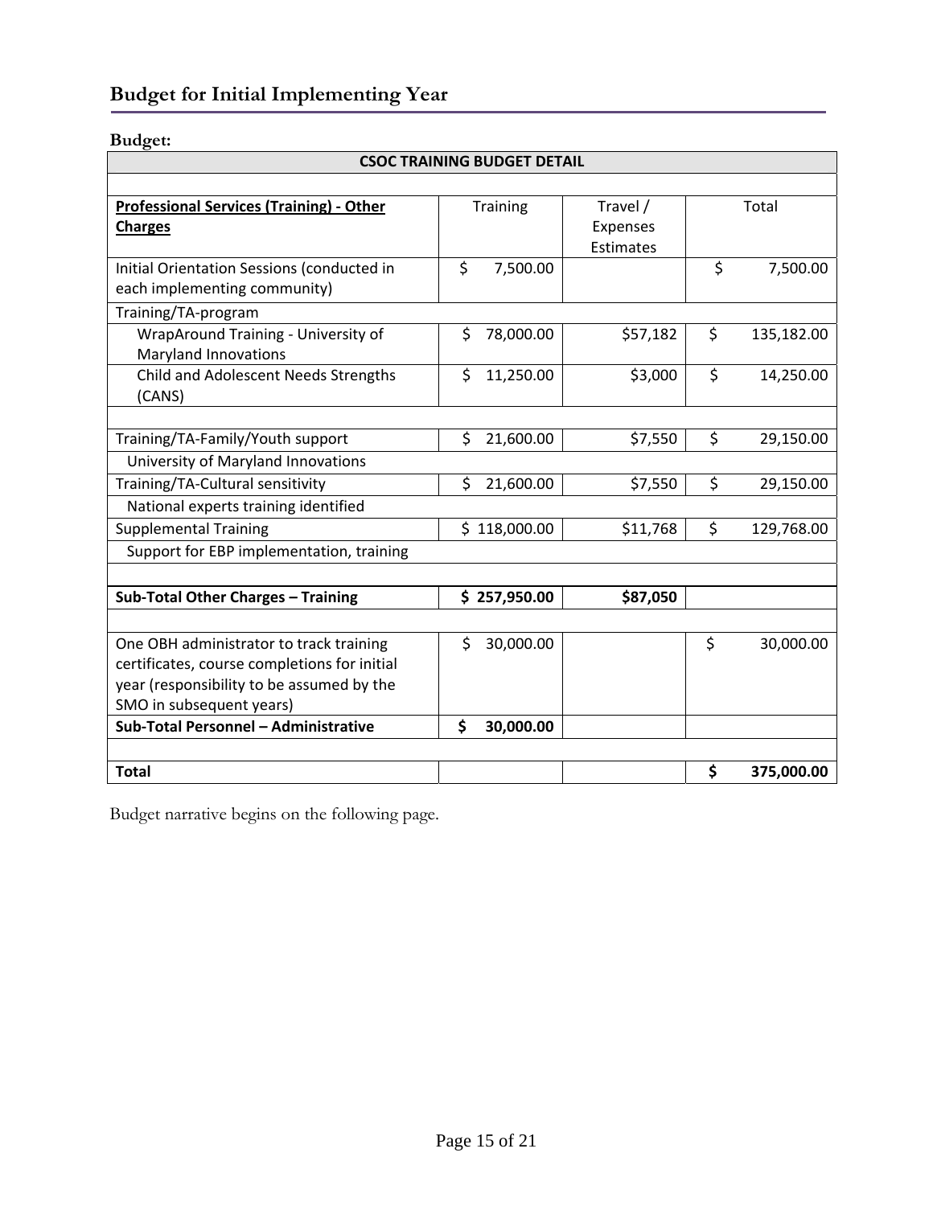## Budget for Initial Implementing Year

**Budget:**

| CSOC TRAINING BUDGET DETAIL | | | |
|---|---|---|---|
| | | | |
| **Professional Services (Training) - Other Charges** | Training | Travel / Expenses Estimates | Total |
| Initial Orientation Sessions (conducted in each implementing community) | $ 7,500.00 | | $ 7,500.00 |
| Training/TA-program | | | |
| WrapAround Training - University of Maryland Innovations | $ 78,000.00 | $57,182 | $ 135,182.00 |
| Child and Adolescent Needs Strengths (CANS) | $ 11,250.00 | $3,000 | $ 14,250.00 |
| | | | |
| Training/TA-Family/Youth support | $ 21,600.00 | $7,550 | $ 29,150.00 |
| University of Maryland Innovations | | | |
| Training/TA-Cultural sensitivity | $ 21,600.00 | $7,550 | $ 29,150.00 |
| National experts training identified | | | |
| Supplemental Training | $ 118,000.00 | $11,768 | $ 129,768.00 |
| Support for EBP implementation, training | | | |
| | | | |
| **Sub-Total Other Charges – Training** | **$ 257,950.00** | **$87,050** | |
| | | | |
| One OBH administrator to track training certificates, course completions for initial year (responsibility to be assumed by the SMO in subsequent years) | $ 30,000.00 | | $ 30,000.00 |
| **Sub-Total Personnel – Administrative** | **$ 30,000.00** | | |
| | | | |
| **Total** | | | **$ 375,000.00** |

Budget narrative begins on the following page.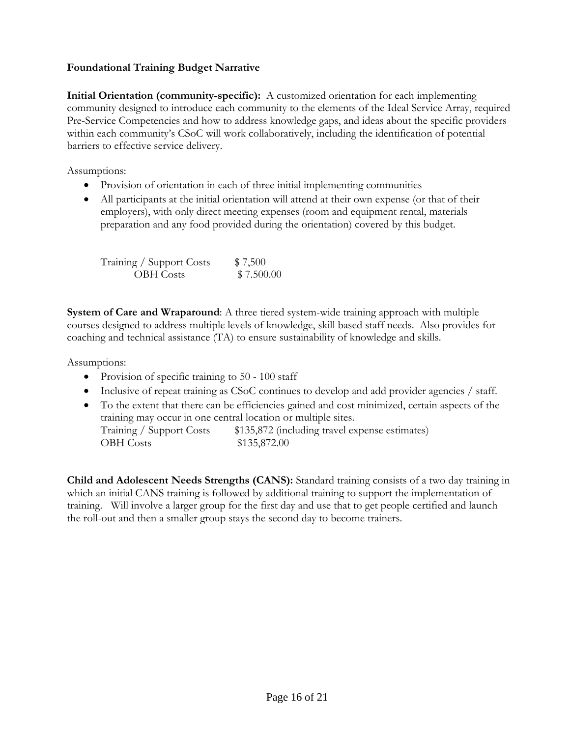**Foundational Training Budget Narrative**

**Initial Orientation (community-specific):** A customized orientation for each implementing community designed to introduce each community to the elements of the Ideal Service Array, required Pre-Service Competencies and how to address knowledge gaps, and ideas about the specific providers within each community's CSoC will work collaboratively, including the identification of potential barriers to effective service delivery.

Assumptions:

- Provision of orientation in each of three initial implementing communities
- All participants at the initial orientation will attend at their own expense (or that of their employers), with only direct meeting expenses (room and equipment rental, materials preparation and any food provided during the orientation) covered by this budget.

| | |
|---|---|
| Training / Support Costs | $ 7,500 |
| OBH Costs | $ 7.500.00 |

**System of Care and Wraparound**: A three tiered system-wide training approach with multiple courses designed to address multiple levels of knowledge, skill based staff needs. Also provides for coaching and technical assistance (TA) to ensure sustainability of knowledge and skills.

Assumptions:

- Provision of specific training to 50 - 100 staff
- Inclusive of repeat training as CSoC continues to develop and add provider agencies / staff.
- To the extent that there can be efficiencies gained and cost minimized, certain aspects of the training may occur in one central location or multiple sites.

| | |
|---|---|
| Training / Support Costs | $135,872 (including travel expense estimates) |
| OBH Costs | $135,872.00 |

**Child and Adolescent Needs Strengths (CANS):** Standard training consists of a two day training in which an initial CANS training is followed by additional training to support the implementation of training. Will involve a larger group for the first day and use that to get people certified and launch the roll-out and then a smaller group stays the second day to become trainers.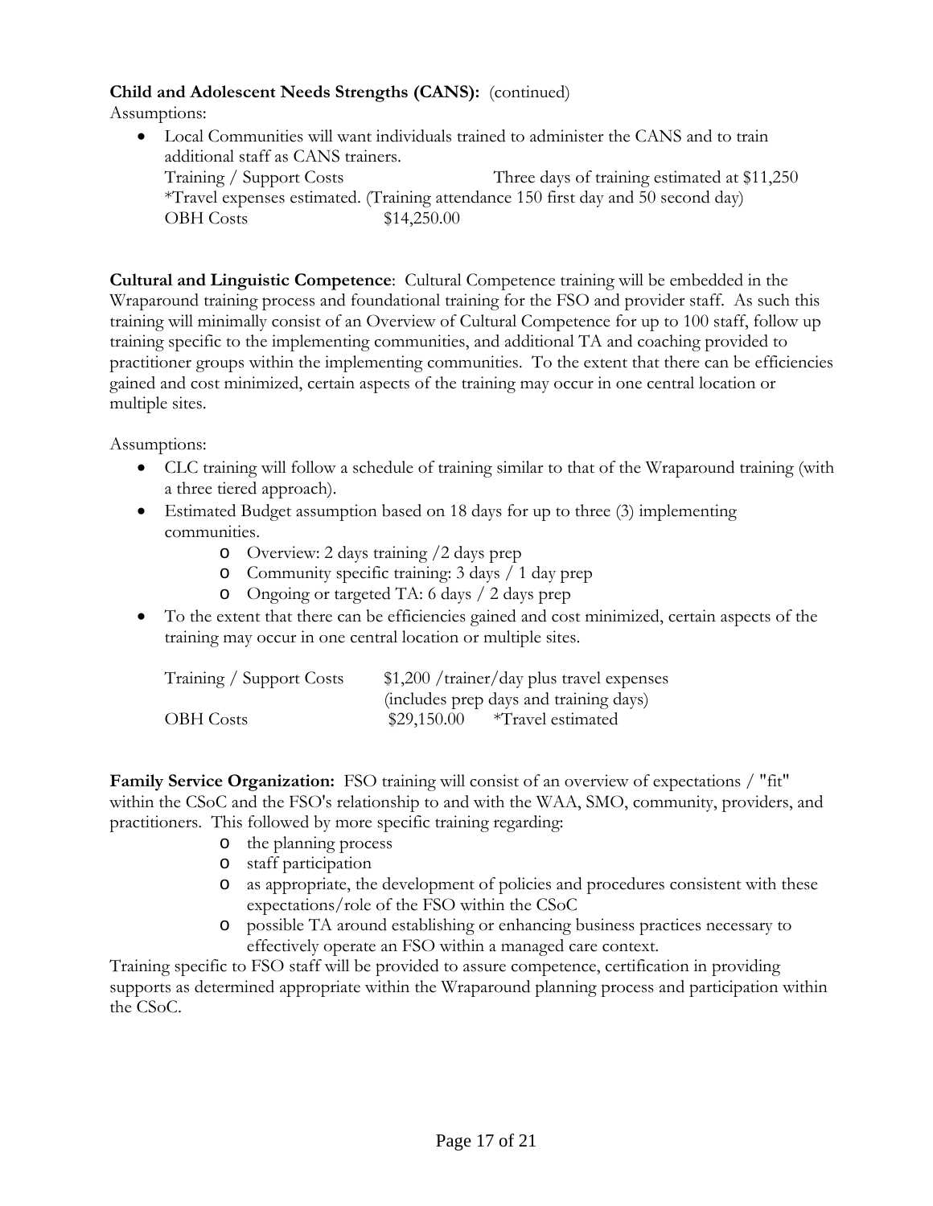**Child and Adolescent Needs Strengths (CANS):** (continued)

Assumptions:

- Local Communities will want individuals trained to administer the CANS and to train additional staff as CANS trainers.

  Training / Support Costs          Three days of training estimated at $11,250

  *Travel expenses estimated. (Training attendance 150 first day and 50 second day)

  OBH Costs          $14,250.00

**Cultural and Linguistic Competence**: Cultural Competence training will be embedded in the Wraparound training process and foundational training for the FSO and provider staff. As such this training will minimally consist of an Overview of Cultural Competence for up to 100 staff, follow up training specific to the implementing communities, and additional TA and coaching provided to practitioner groups within the implementing communities. To the extent that there can be efficiencies gained and cost minimized, certain aspects of the training may occur in one central location or multiple sites.

Assumptions:

- CLC training will follow a schedule of training similar to that of the Wraparound training (with a three tiered approach).
- Estimated Budget assumption based on 18 days for up to three (3) implementing communities.
  - Overview: 2 days training /2 days prep
  - Community specific training: 3 days / 1 day prep
  - Ongoing or targeted TA: 6 days / 2 days prep
- To the extent that there can be efficiencies gained and cost minimized, certain aspects of the training may occur in one central location or multiple sites.

Training / Support Costs          $1,200 /trainer/day plus travel expenses (includes prep days and training days)

OBH Costs          $29,150.00     *Travel estimated

**Family Service Organization:** FSO training will consist of an overview of expectations / "fit" within the CSoC and the FSO's relationship to and with the WAA, SMO, community, providers, and practitioners. This followed by more specific training regarding:

- the planning process
- staff participation
- as appropriate, the development of policies and procedures consistent with these expectations/role of the FSO within the CSoC
- possible TA around establishing or enhancing business practices necessary to effectively operate an FSO within a managed care context.

Training specific to FSO staff will be provided to assure competence, certification in providing supports as determined appropriate within the Wraparound planning process and participation within the CSoC.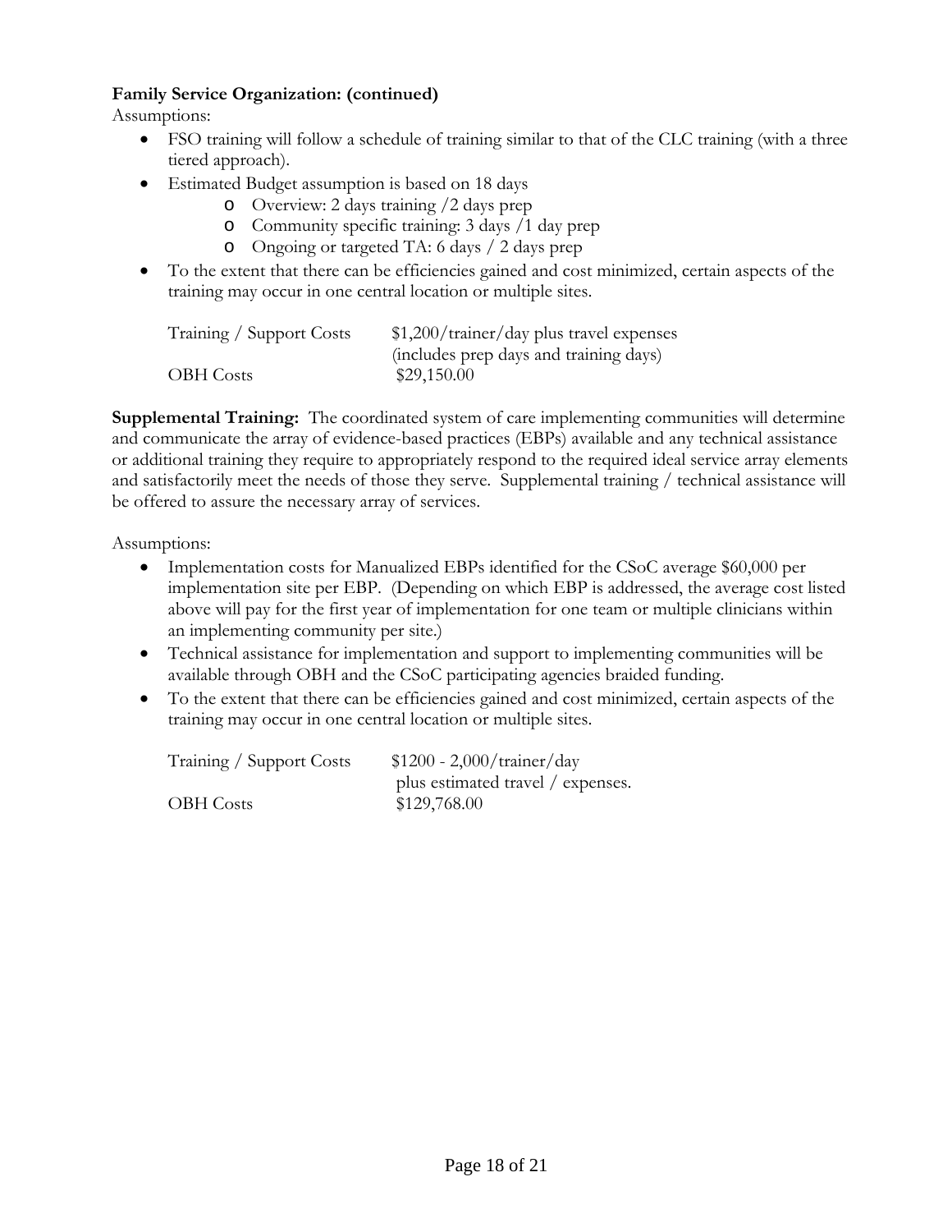**Family Service Organization: (continued)**

Assumptions:

- FSO training will follow a schedule of training similar to that of the CLC training (with a three tiered approach).
- Estimated Budget assumption is based on 18 days
  - Overview: 2 days training /2 days prep
  - Community specific training: 3 days /1 day prep
  - Ongoing or targeted TA: 6 days / 2 days prep
- To the extent that there can be efficiencies gained and cost minimized, certain aspects of the training may occur in one central location or multiple sites.

| | |
|---|---|
| Training / Support Costs | $1,200/trainer/day plus travel expenses (includes prep days and training days) |
| OBH Costs | $29,150.00 |

**Supplemental Training:** The coordinated system of care implementing communities will determine and communicate the array of evidence-based practices (EBPs) available and any technical assistance or additional training they require to appropriately respond to the required ideal service array elements and satisfactorily meet the needs of those they serve. Supplemental training / technical assistance will be offered to assure the necessary array of services.

Assumptions:

- Implementation costs for Manualized EBPs identified for the CSoC average $60,000 per implementation site per EBP. (Depending on which EBP is addressed, the average cost listed above will pay for the first year of implementation for one team or multiple clinicians within an implementing community per site.)
- Technical assistance for implementation and support to implementing communities will be available through OBH and the CSoC participating agencies braided funding.
- To the extent that there can be efficiencies gained and cost minimized, certain aspects of the training may occur in one central location or multiple sites.

| | |
|---|---|
| Training / Support Costs | $1200 - 2,000/trainer/day plus estimated travel / expenses. |
| OBH Costs | $129,768.00 |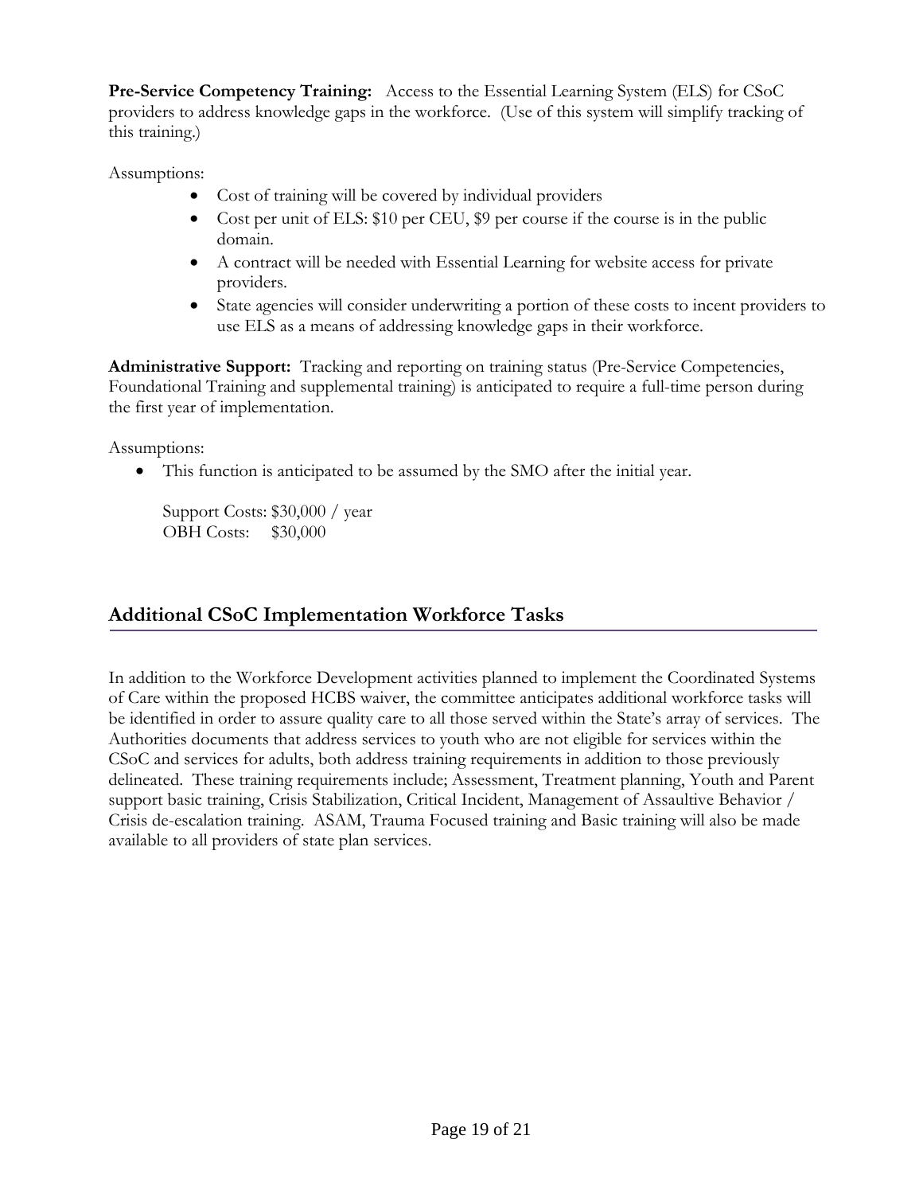**Pre-Service Competency Training:** Access to the Essential Learning System (ELS) for CSoC providers to address knowledge gaps in the workforce. (Use of this system will simplify tracking of this training.)

Assumptions:

- Cost of training will be covered by individual providers
- Cost per unit of ELS: $10 per CEU, $9 per course if the course is in the public domain.
- A contract will be needed with Essential Learning for website access for private providers.
- State agencies will consider underwriting a portion of these costs to incent providers to use ELS as a means of addressing knowledge gaps in their workforce.

**Administrative Support:** Tracking and reporting on training status (Pre-Service Competencies, Foundational Training and supplemental training) is anticipated to require a full-time person during the first year of implementation.

Assumptions:

- This function is anticipated to be assumed by the SMO after the initial year.

  Support Costs: $30,000 / year
  OBH Costs: $30,000

## Additional CSoC Implementation Workforce Tasks

In addition to the Workforce Development activities planned to implement the Coordinated Systems of Care within the proposed HCBS waiver, the committee anticipates additional workforce tasks will be identified in order to assure quality care to all those served within the State's array of services. The Authorities documents that address services to youth who are not eligible for services within the CSoC and services for adults, both address training requirements in addition to those previously delineated. These training requirements include; Assessment, Treatment planning, Youth and Parent support basic training, Crisis Stabilization, Critical Incident, Management of Assaultive Behavior / Crisis de-escalation training. ASAM, Trauma Focused training and Basic training will also be made available to all providers of state plan services.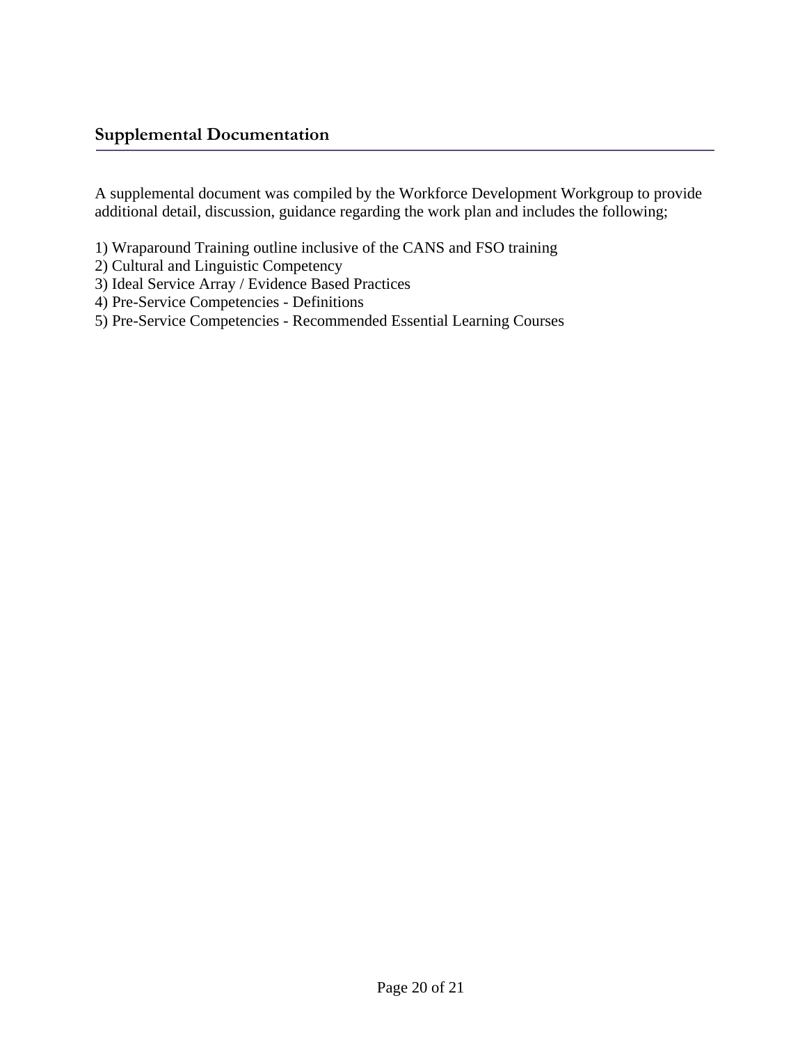## Supplemental Documentation

A supplemental document was compiled by the Workforce Development Workgroup to provide additional detail, discussion, guidance regarding the work plan and includes the following;

1) Wraparound Training outline inclusive of the CANS and FSO training
2) Cultural and Linguistic Competency
3) Ideal Service Array / Evidence Based Practices
4) Pre-Service Competencies - Definitions
5) Pre-Service Competencies - Recommended Essential Learning Courses